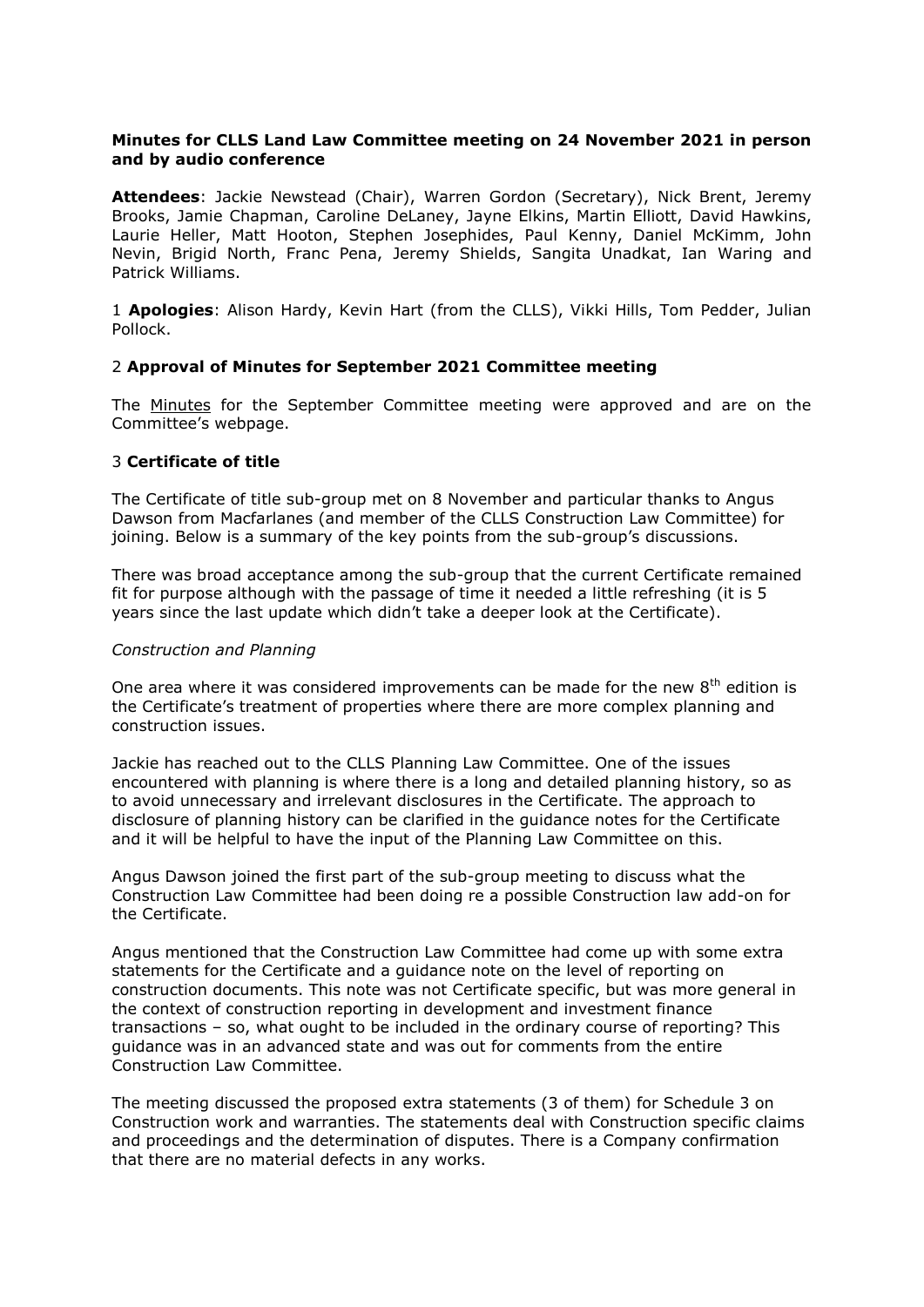**Minutes for CLLS Land Law Committee meeting on 24 November 2021 in person and by audio conference**

**Attendees**: Jackie Newstead (Chair), Warren Gordon (Secretary), Nick Brent, Jeremy Brooks, Jamie Chapman, Caroline DeLaney, Jayne Elkins, Martin Elliott, David Hawkins, Laurie Heller, Matt Hooton, Stephen Josephides, Paul Kenny, Daniel McKimm, John Nevin, Brigid North, Franc Pena, Jeremy Shields, Sangita Unadkat, Ian Waring and Patrick Williams.

1 **Apologies**: Alison Hardy, Kevin Hart (from the CLLS), Vikki Hills, Tom Pedder, Julian Pollock.

2 **Approval of Minutes for September 2021 Committee meeting**

The Minutes for the September Committee meeting were approved and are on the Committee's webpage.

3 **Certificate of title**

The Certificate of title sub-group met on 8 November and particular thanks to Angus Dawson from Macfarlanes (and member of the CLLS Construction Law Committee) for joining. Below is a summary of the key points from the sub-group's discussions.

There was broad acceptance among the sub-group that the current Certificate remained fit for purpose although with the passage of time it needed a little refreshing (it is 5 years since the last update which didn't take a deeper look at the Certificate).

*Construction and Planning*

One area where it was considered improvements can be made for the new 8th edition is the Certificate's treatment of properties where there are more complex planning and construction issues.

Jackie has reached out to the CLLS Planning Law Committee. One of the issues encountered with planning is where there is a long and detailed planning history, so as to avoid unnecessary and irrelevant disclosures in the Certificate. The approach to disclosure of planning history can be clarified in the guidance notes for the Certificate and it will be helpful to have the input of the Planning Law Committee on this.

Angus Dawson joined the first part of the sub-group meeting to discuss what the Construction Law Committee had been doing re a possible Construction law add-on for the Certificate.

Angus mentioned that the Construction Law Committee had come up with some extra statements for the Certificate and a guidance note on the level of reporting on construction documents. This note was not Certificate specific, but was more general in the context of construction reporting in development and investment finance transactions – so, what ought to be included in the ordinary course of reporting? This guidance was in an advanced state and was out for comments from the entire Construction Law Committee.

The meeting discussed the proposed extra statements (3 of them) for Schedule 3 on Construction work and warranties. The statements deal with Construction specific claims and proceedings and the determination of disputes. There is a Company confirmation that there are no material defects in any works.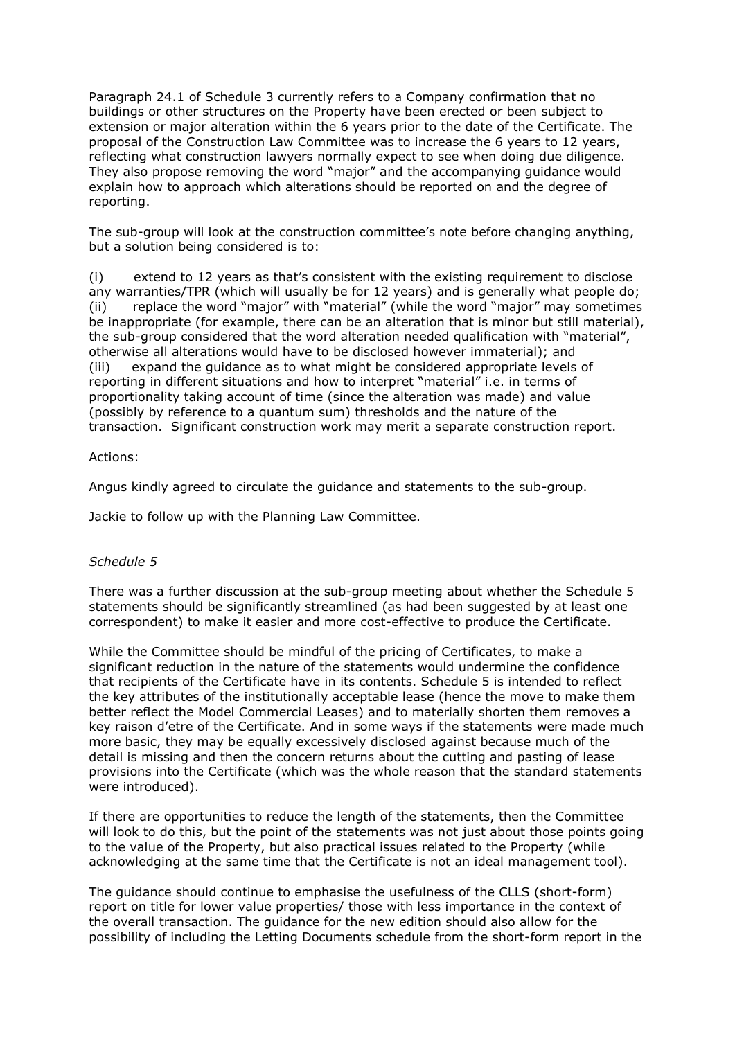Paragraph 24.1 of Schedule 3 currently refers to a Company confirmation that no buildings or other structures on the Property have been erected or been subject to extension or major alteration within the 6 years prior to the date of the Certificate. The proposal of the Construction Law Committee was to increase the 6 years to 12 years, reflecting what construction lawyers normally expect to see when doing due diligence. They also propose removing the word "major" and the accompanying guidance would explain how to approach which alterations should be reported on and the degree of reporting.

The sub-group will look at the construction committee's note before changing anything, but a solution being considered is to:

(i) extend to 12 years as that's consistent with the existing requirement to disclose any warranties/TPR (which will usually be for 12 years) and is generally what people do;
(ii) replace the word "major" with "material" (while the word "major" may sometimes be inappropriate (for example, there can be an alteration that is minor but still material), the sub-group considered that the word alteration needed qualification with "material", otherwise all alterations would have to be disclosed however immaterial); and
(iii) expand the guidance as to what might be considered appropriate levels of reporting in different situations and how to interpret "material" i.e. in terms of proportionality taking account of time (since the alteration was made) and value (possibly by reference to a quantum sum) thresholds and the nature of the transaction. Significant construction work may merit a separate construction report.

Actions:

Angus kindly agreed to circulate the guidance and statements to the sub-group.

Jackie to follow up with the Planning Law Committee.

*Schedule 5*

There was a further discussion at the sub-group meeting about whether the Schedule 5 statements should be significantly streamlined (as had been suggested by at least one correspondent) to make it easier and more cost-effective to produce the Certificate.

While the Committee should be mindful of the pricing of Certificates, to make a significant reduction in the nature of the statements would undermine the confidence that recipients of the Certificate have in its contents. Schedule 5 is intended to reflect the key attributes of the institutionally acceptable lease (hence the move to make them better reflect the Model Commercial Leases) and to materially shorten them removes a key raison d'etre of the Certificate. And in some ways if the statements were made much more basic, they may be equally excessively disclosed against because much of the detail is missing and then the concern returns about the cutting and pasting of lease provisions into the Certificate (which was the whole reason that the standard statements were introduced).

If there are opportunities to reduce the length of the statements, then the Committee will look to do this, but the point of the statements was not just about those points going to the value of the Property, but also practical issues related to the Property (while acknowledging at the same time that the Certificate is not an ideal management tool).

The guidance should continue to emphasise the usefulness of the CLLS (short-form) report on title for lower value properties/ those with less importance in the context of the overall transaction. The guidance for the new edition should also allow for the possibility of including the Letting Documents schedule from the short-form report in the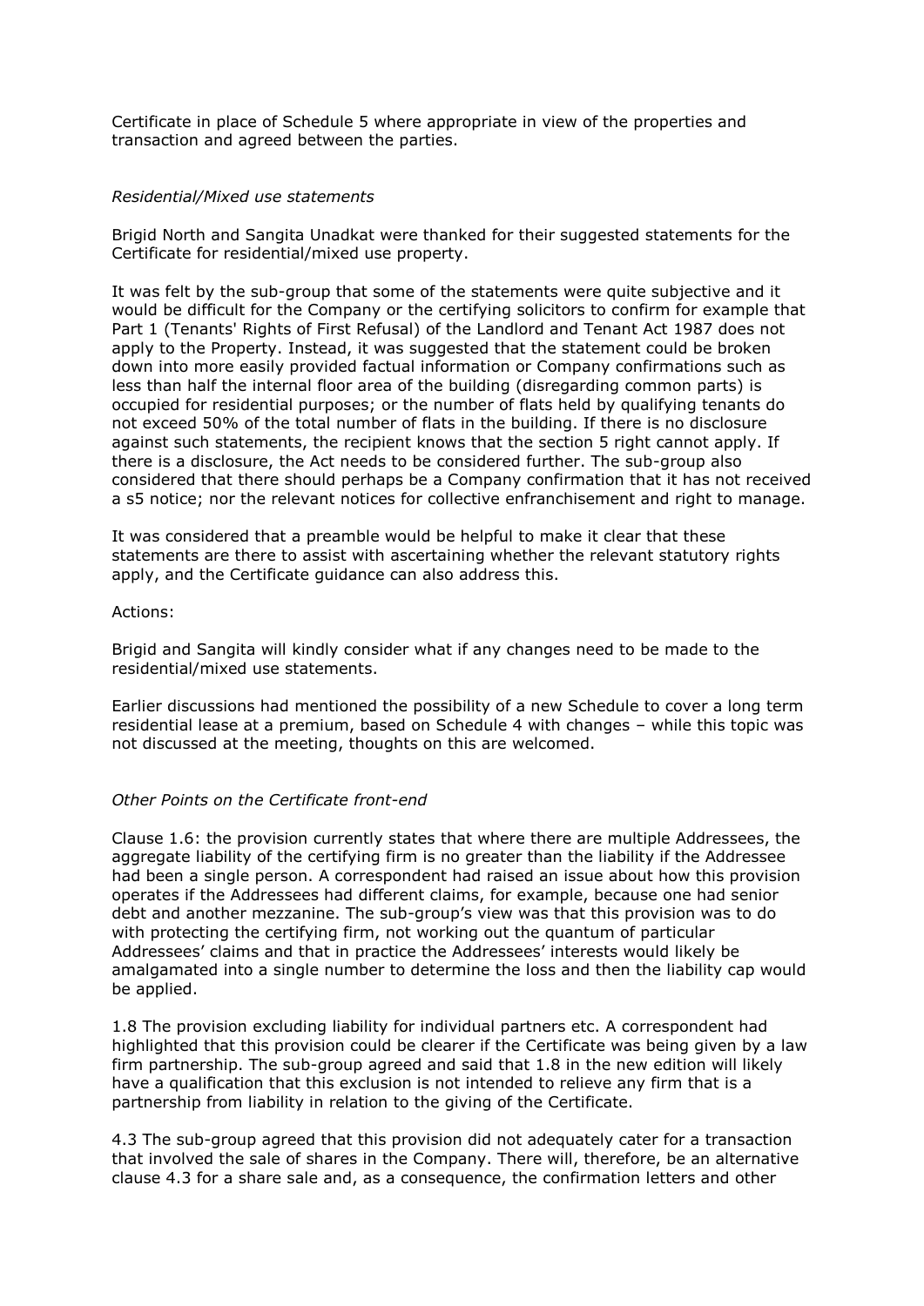Certificate in place of Schedule 5 where appropriate in view of the properties and transaction and agreed between the parties.

*Residential/Mixed use statements*

Brigid North and Sangita Unadkat were thanked for their suggested statements for the Certificate for residential/mixed use property.

It was felt by the sub-group that some of the statements were quite subjective and it would be difficult for the Company or the certifying solicitors to confirm for example that Part 1 (Tenants' Rights of First Refusal) of the Landlord and Tenant Act 1987 does not apply to the Property. Instead, it was suggested that the statement could be broken down into more easily provided factual information or Company confirmations such as less than half the internal floor area of the building (disregarding common parts) is occupied for residential purposes; or the number of flats held by qualifying tenants do not exceed 50% of the total number of flats in the building. If there is no disclosure against such statements, the recipient knows that the section 5 right cannot apply. If there is a disclosure, the Act needs to be considered further. The sub-group also considered that there should perhaps be a Company confirmation that it has not received a s5 notice; nor the relevant notices for collective enfranchisement and right to manage.

It was considered that a preamble would be helpful to make it clear that these statements are there to assist with ascertaining whether the relevant statutory rights apply, and the Certificate guidance can also address this.

Actions:

Brigid and Sangita will kindly consider what if any changes need to be made to the residential/mixed use statements.

Earlier discussions had mentioned the possibility of a new Schedule to cover a long term residential lease at a premium, based on Schedule 4 with changes – while this topic was not discussed at the meeting, thoughts on this are welcomed.

*Other Points on the Certificate front-end*

Clause 1.6: the provision currently states that where there are multiple Addressees, the aggregate liability of the certifying firm is no greater than the liability if the Addressee had been a single person. A correspondent had raised an issue about how this provision operates if the Addressees had different claims, for example, because one had senior debt and another mezzanine. The sub-group's view was that this provision was to do with protecting the certifying firm, not working out the quantum of particular Addressees' claims and that in practice the Addressees' interests would likely be amalgamated into a single number to determine the loss and then the liability cap would be applied.

1.8 The provision excluding liability for individual partners etc. A correspondent had highlighted that this provision could be clearer if the Certificate was being given by a law firm partnership. The sub-group agreed and said that 1.8 in the new edition will likely have a qualification that this exclusion is not intended to relieve any firm that is a partnership from liability in relation to the giving of the Certificate.

4.3 The sub-group agreed that this provision did not adequately cater for a transaction that involved the sale of shares in the Company. There will, therefore, be an alternative clause 4.3 for a share sale and, as a consequence, the confirmation letters and other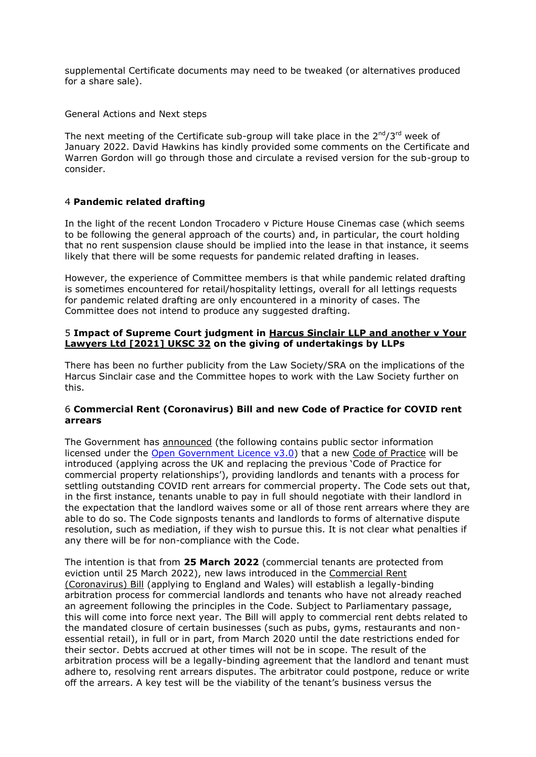supplemental Certificate documents may need to be tweaked (or alternatives produced for a share sale).

General Actions and Next steps

The next meeting of the Certificate sub-group will take place in the 2nd/3rd week of January 2022. David Hawkins has kindly provided some comments on the Certificate and Warren Gordon will go through those and circulate a revised version for the sub-group to consider.

## 4 **Pandemic related drafting**

In the light of the recent London Trocadero v Picture House Cinemas case (which seems to be following the general approach of the courts) and, in particular, the court holding that no rent suspension clause should be implied into the lease in that instance, it seems likely that there will be some requests for pandemic related drafting in leases.

However, the experience of Committee members is that while pandemic related drafting is sometimes encountered for retail/hospitality lettings, overall for all lettings requests for pandemic related drafting are only encountered in a minority of cases. The Committee does not intend to produce any suggested drafting.

## 5 **Impact of Supreme Court judgment in Harcus Sinclair LLP and another v Your Lawyers Ltd [2021] UKSC 32 on the giving of undertakings by LLPs**

There has been no further publicity from the Law Society/SRA on the implications of the Harcus Sinclair case and the Committee hopes to work with the Law Society further on this.

## 6 **Commercial Rent (Coronavirus) Bill and new Code of Practice for COVID rent arrears**

The Government has announced (the following contains public sector information licensed under the Open Government Licence v3.0) that a new Code of Practice will be introduced (applying across the UK and replacing the previous 'Code of Practice for commercial property relationships'), providing landlords and tenants with a process for settling outstanding COVID rent arrears for commercial property. The Code sets out that, in the first instance, tenants unable to pay in full should negotiate with their landlord in the expectation that the landlord waives some or all of those rent arrears where they are able to do so. The Code signposts tenants and landlords to forms of alternative dispute resolution, such as mediation, if they wish to pursue this. It is not clear what penalties if any there will be for non-compliance with the Code.

The intention is that from **25 March 2022** (commercial tenants are protected from eviction until 25 March 2022), new laws introduced in the Commercial Rent (Coronavirus) Bill (applying to England and Wales) will establish a legally-binding arbitration process for commercial landlords and tenants who have not already reached an agreement following the principles in the Code. Subject to Parliamentary passage, this will come into force next year. The Bill will apply to commercial rent debts related to the mandated closure of certain businesses (such as pubs, gyms, restaurants and non-essential retail), in full or in part, from March 2020 until the date restrictions ended for their sector. Debts accrued at other times will not be in scope. The result of the arbitration process will be a legally-binding agreement that the landlord and tenant must adhere to, resolving rent arrears disputes. The arbitrator could postpone, reduce or write off the arrears. A key test will be the viability of the tenant's business versus the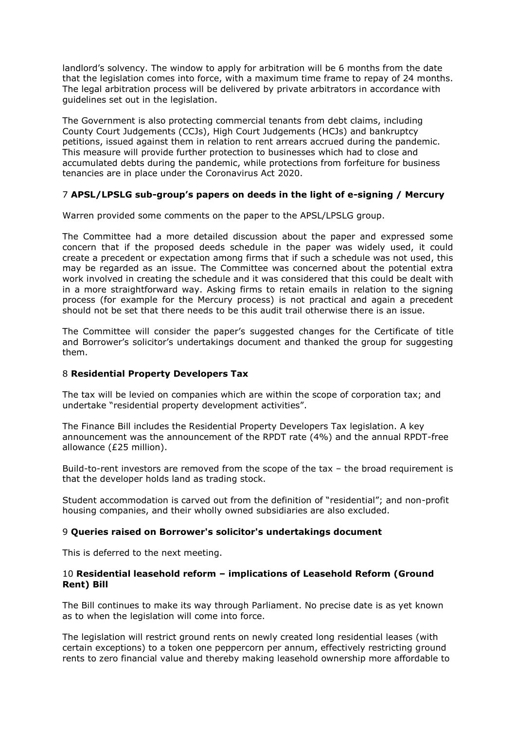landlord's solvency. The window to apply for arbitration will be 6 months from the date that the legislation comes into force, with a maximum time frame to repay of 24 months. The legal arbitration process will be delivered by private arbitrators in accordance with guidelines set out in the legislation.

The Government is also protecting commercial tenants from debt claims, including County Court Judgements (CCJs), High Court Judgements (HCJs) and bankruptcy petitions, issued against them in relation to rent arrears accrued during the pandemic. This measure will provide further protection to businesses which had to close and accumulated debts during the pandemic, while protections from forfeiture for business tenancies are in place under the Coronavirus Act 2020.

### 7 **APSL/LPSLG sub-group's papers on deeds in the light of e-signing / Mercury**

Warren provided some comments on the paper to the APSL/LPSLG group.

The Committee had a more detailed discussion about the paper and expressed some concern that if the proposed deeds schedule in the paper was widely used, it could create a precedent or expectation among firms that if such a schedule was not used, this may be regarded as an issue. The Committee was concerned about the potential extra work involved in creating the schedule and it was considered that this could be dealt with in a more straightforward way. Asking firms to retain emails in relation to the signing process (for example for the Mercury process) is not practical and again a precedent should not be set that there needs to be this audit trail otherwise there is an issue.

The Committee will consider the paper's suggested changes for the Certificate of title and Borrower's solicitor's undertakings document and thanked the group for suggesting them.

### 8 **Residential Property Developers Tax**

The tax will be levied on companies which are within the scope of corporation tax; and undertake "residential property development activities".

The Finance Bill includes the Residential Property Developers Tax legislation. A key announcement was the announcement of the RPDT rate (4%) and the annual RPDT-free allowance (£25 million).

Build-to-rent investors are removed from the scope of the tax – the broad requirement is that the developer holds land as trading stock.

Student accommodation is carved out from the definition of "residential"; and non-profit housing companies, and their wholly owned subsidiaries are also excluded.

### 9 **Queries raised on Borrower's solicitor's undertakings document**

This is deferred to the next meeting.

### 10 **Residential leasehold reform – implications of Leasehold Reform (Ground Rent) Bill**

The Bill continues to make its way through Parliament. No precise date is as yet known as to when the legislation will come into force.

The legislation will restrict ground rents on newly created long residential leases (with certain exceptions) to a token one peppercorn per annum, effectively restricting ground rents to zero financial value and thereby making leasehold ownership more affordable to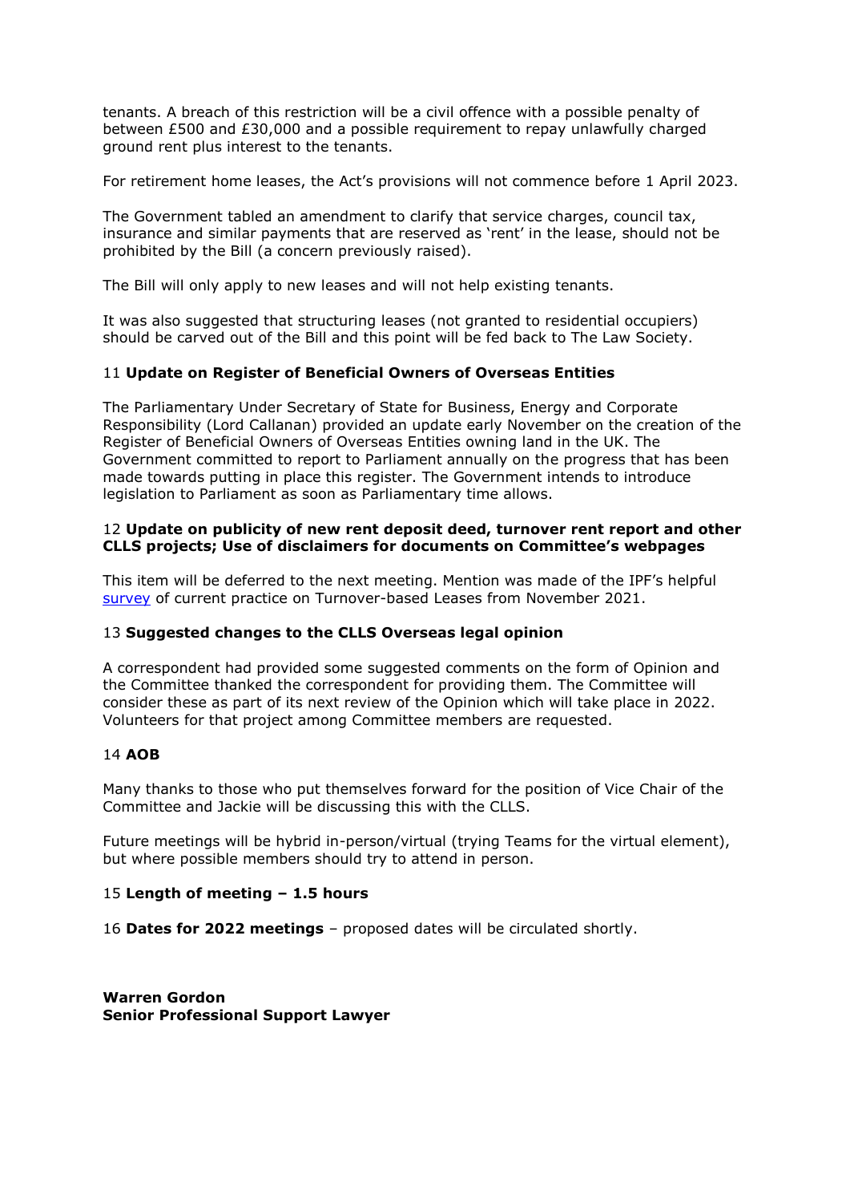tenants. A breach of this restriction will be a civil offence with a possible penalty of between £500 and £30,000 and a possible requirement to repay unlawfully charged ground rent plus interest to the tenants.

For retirement home leases, the Act's provisions will not commence before 1 April 2023.

The Government tabled an amendment to clarify that service charges, council tax, insurance and similar payments that are reserved as 'rent' in the lease, should not be prohibited by the Bill (a concern previously raised).

The Bill will only apply to new leases and will not help existing tenants.

It was also suggested that structuring leases (not granted to residential occupiers) should be carved out of the Bill and this point will be fed back to The Law Society.

### 11 **Update on Register of Beneficial Owners of Overseas Entities**

The Parliamentary Under Secretary of State for Business, Energy and Corporate Responsibility (Lord Callanan) provided an update early November on the creation of the Register of Beneficial Owners of Overseas Entities owning land in the UK. The Government committed to report to Parliament annually on the progress that has been made towards putting in place this register. The Government intends to introduce legislation to Parliament as soon as Parliamentary time allows.

### 12 **Update on publicity of new rent deposit deed, turnover rent report and other CLLS projects; Use of disclaimers for documents on Committee's webpages**

This item will be deferred to the next meeting. Mention was made of the IPF's helpful survey of current practice on Turnover-based Leases from November 2021.

### 13 **Suggested changes to the CLLS Overseas legal opinion**

A correspondent had provided some suggested comments on the form of Opinion and the Committee thanked the correspondent for providing them. The Committee will consider these as part of its next review of the Opinion which will take place in 2022. Volunteers for that project among Committee members are requested.

### 14 **AOB**

Many thanks to those who put themselves forward for the position of Vice Chair of the Committee and Jackie will be discussing this with the CLLS.

Future meetings will be hybrid in-person/virtual (trying Teams for the virtual element), but where possible members should try to attend in person.

### 15 **Length of meeting – 1.5 hours**

16 **Dates for 2022 meetings** – proposed dates will be circulated shortly.

**Warren Gordon**
**Senior Professional Support Lawyer**